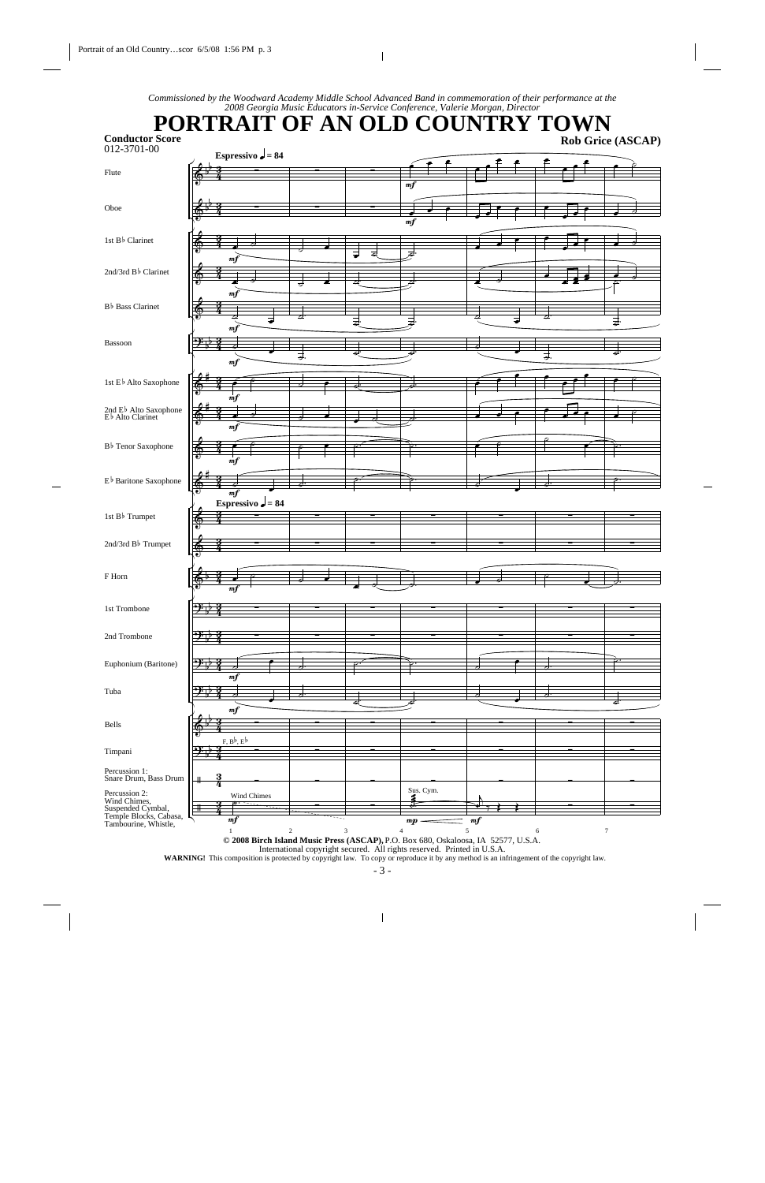*Commissioned by the Woodward Academy Middle School Advanced Band in commemoration of their performance at the 2008 Georgia Music Educators in-Service Conference, Valerie Morgan, Director*

# PORTRAIT OF AN OLD COUNTRY TOWN

**Conductor Score**
012-3701-00

**Rob Grice (ASCAP)**

**© 2008 Birch Island Music Press (ASCAP),** P.O. Box 680, Oskaloosa, IA 52577, U.S.A.
International copyright secured. All rights reserved. Printed in U.S.A.
**WARNING!** This composition is protected by copyright law. To copy or reproduce it by any method is an infringement of the copyright law.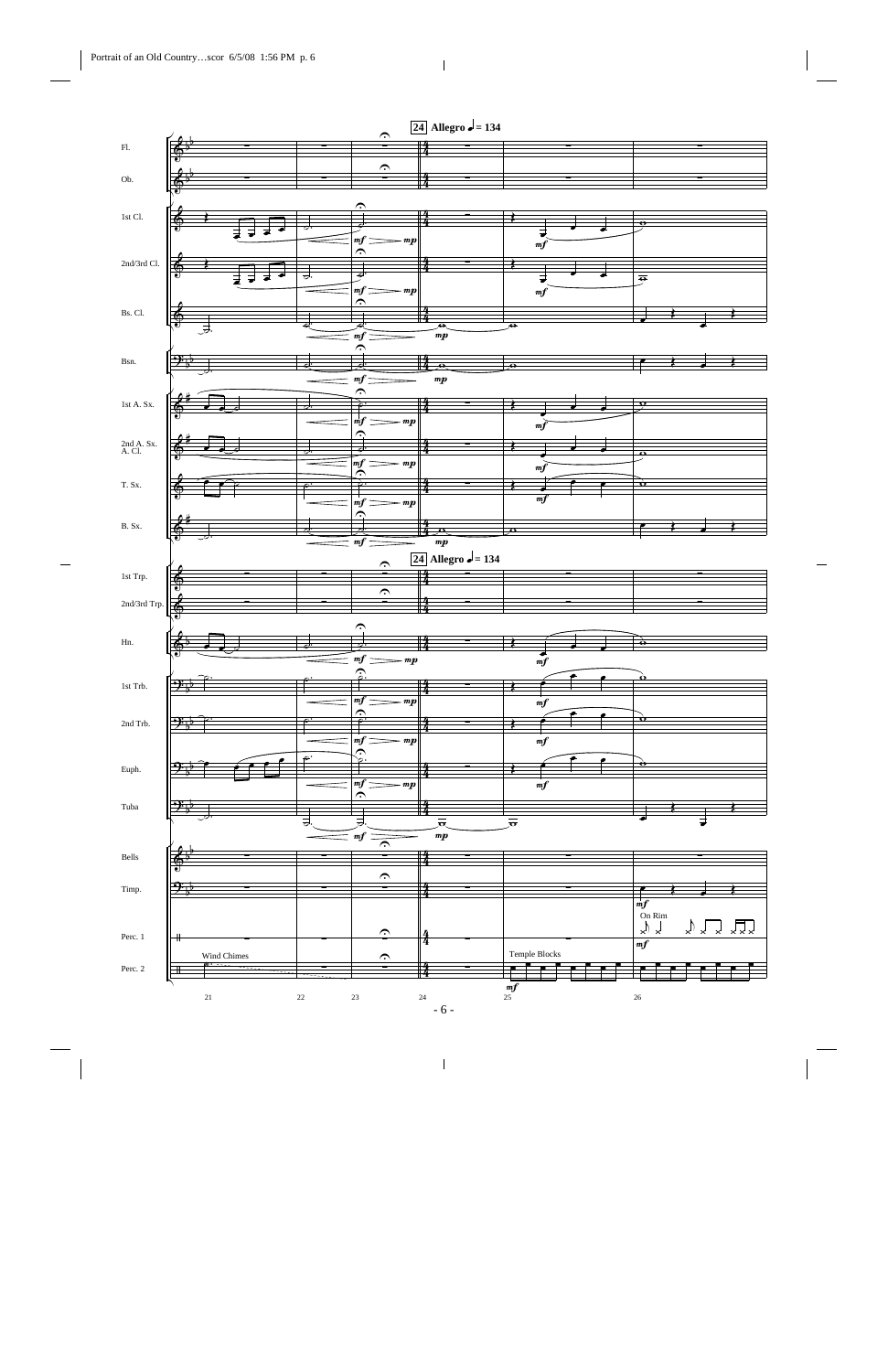24 Allegro ♩= 134

Fl.

Ob.

1st Cl.

2nd/3rd Cl.

Bs. Cl.

Bsn.

1st A. Sx.

2nd A. Sx. A. Cl.

T. Sx.

B. Sx.

24 Allegro ♩= 134

1st Trp.

2nd/3rd Trp.

Hn.

1st Trb.

2nd Trb.

Euph.

Tuba

Bells

Timp.

Perc. 1

Perc. 2

Wind Chimes

On Rim

Temple Blocks

*mf* *mp*

21 22 23 24 25 26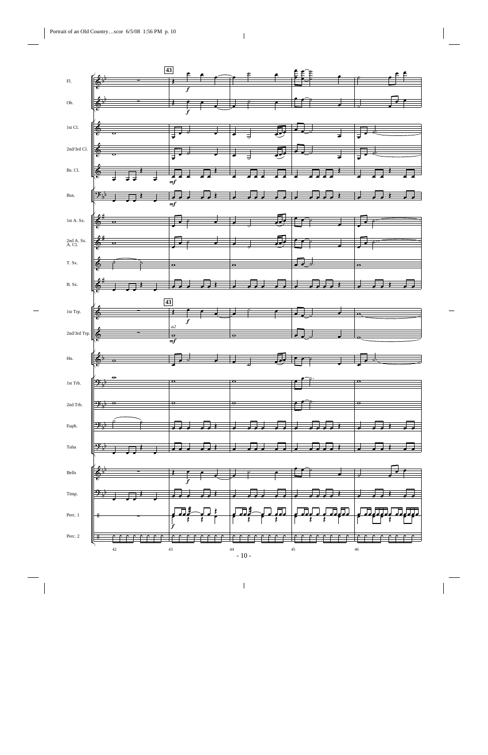43

Fl.

Ob.

1st Cl.

2nd/3rd Cl.

Bs. Cl.

Bsn.

1st A. Sx.

2nd A. Sx. A. Cl.

T. Sx.

B. Sx.

1st Trp.

2nd/3rd Trp.

Hn.

1st Trb.

2nd Trb.

Euph.

Tuba

Bells

Timp.

Perc. 1

Perc. 2

*f* *mf* *a2*

42 43 44 45 46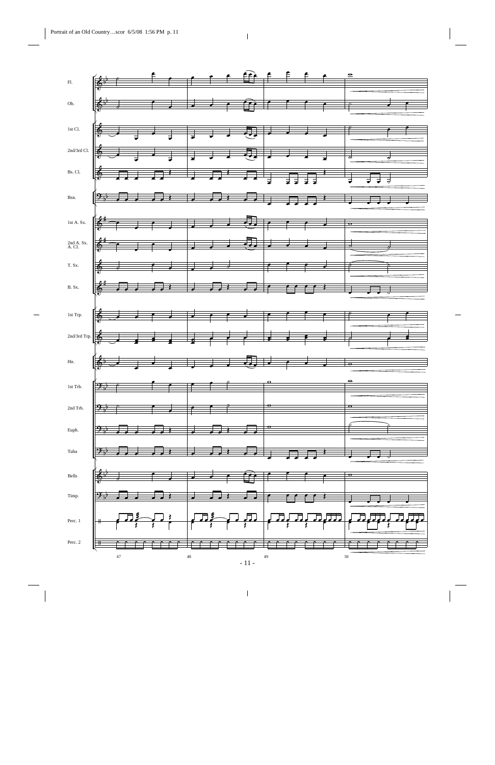Fl.

Ob.

1st Cl.

2nd/3rd Cl.

Bs. Cl.

Bsn.

1st A. Sx.

2nd A. Sx.
A. Cl.

T. Sx.

B. Sx.

1st Trp.

2nd/3rd Trp.

Hn.

1st Trb.

2nd Trb.

Euph.

Tuba

Bells

Timp.

Perc. 1

Perc. 2

47 48 49 50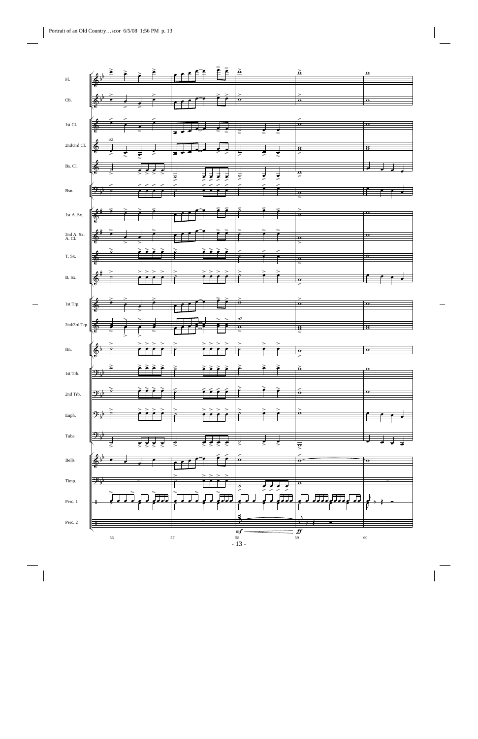Fl.

Ob.

1st Cl.

2nd/3rd Cl.

Bs. Cl.

Bsn.

1st A. Sx.

2nd A. Sx. A. Cl.

T. Sx.

B. Sx.

1st Trp.

2nd/3rd Trp.

Hn.

1st Trb.

2nd Trb.

Euph.

Tuba

Bells

Timp.

Perc. 1

Perc. 2

a2

a2

*mf*

*ff*

56 57 58 59 60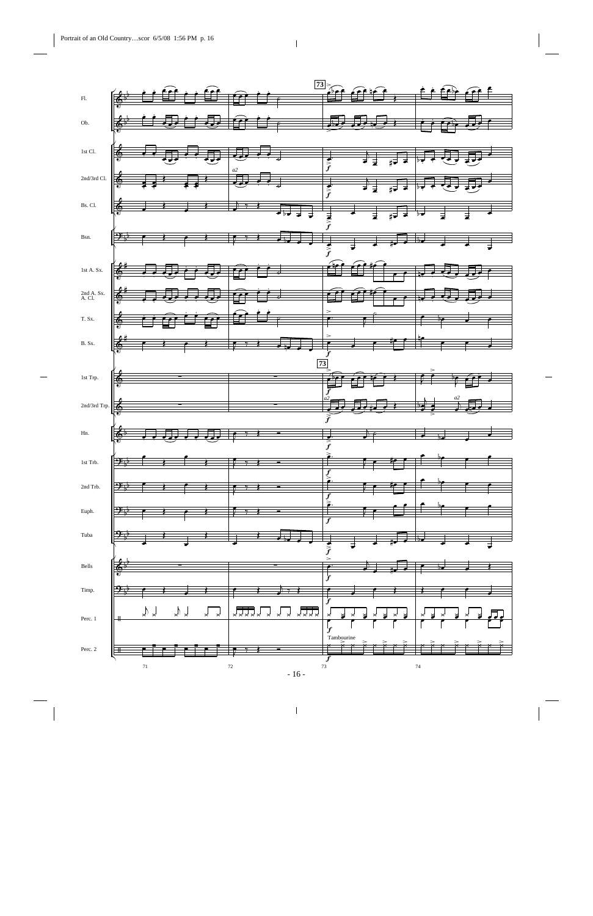Fl.

Ob.

1st Cl.

2nd/3rd Cl.

Bs. Cl.

Bsn.

1st A. Sx.

2nd A. Sx. A. Cl.

T. Sx.

B. Sx.

1st Trp.

2nd/3rd Trp.

Hn.

1st Trb.

2nd Trb.

Euph.

Tuba

Bells

Timp.

Perc. 1

Perc. 2

73

*a2*

*f*

Tambourine

71 72 73 74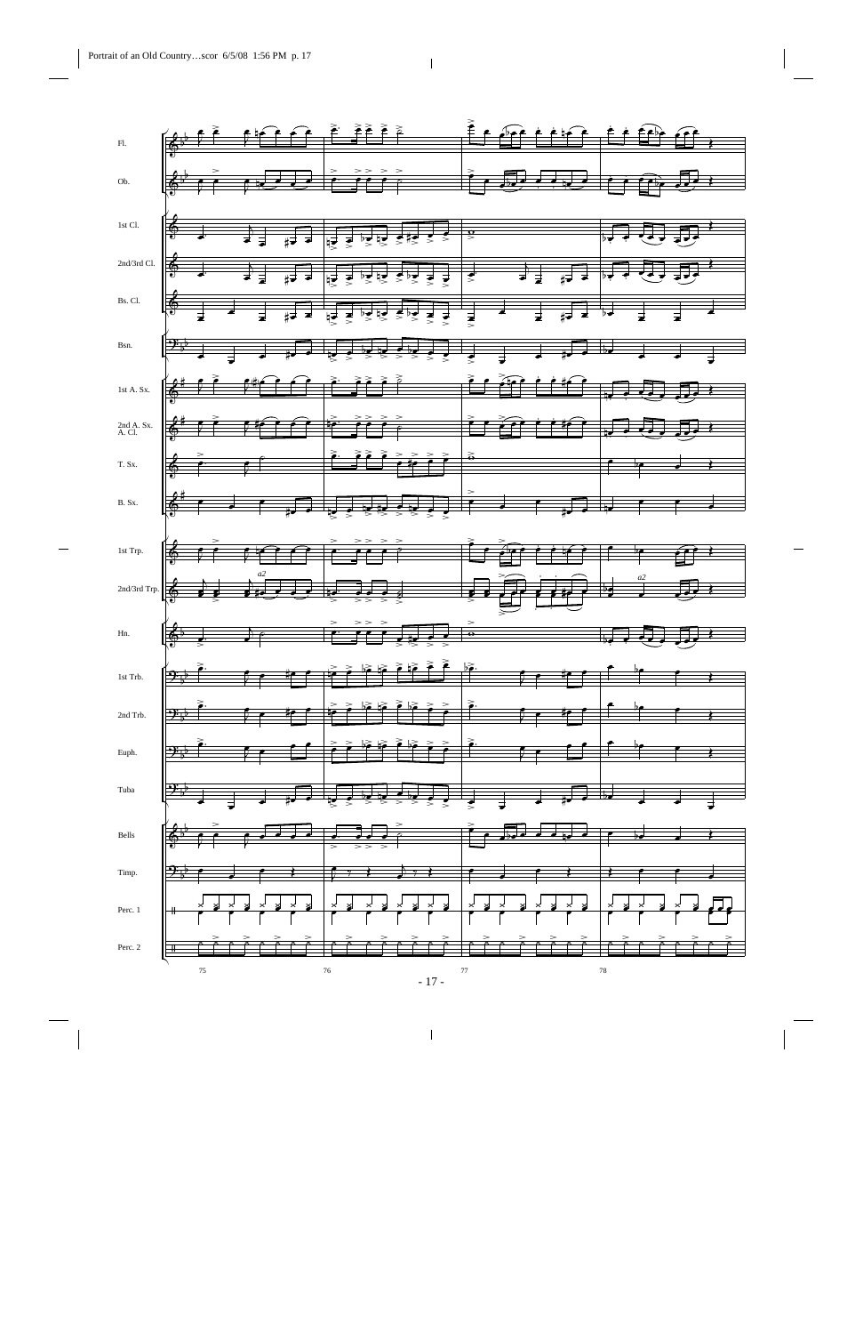Fl.

Ob.

1st Cl.

2nd/3rd Cl.

Bs. Cl.

Bsn.

1st A. Sx.

2nd A. Sx. A. Cl.

T. Sx.

B. Sx.

1st Trp.

2nd/3rd Trp.

*a2*

*a2*

Hn.

1st Trb.

2nd Trb.

Euph.

Tuba

Bells

Timp.

Perc. 1

Perc. 2

75 76 77 78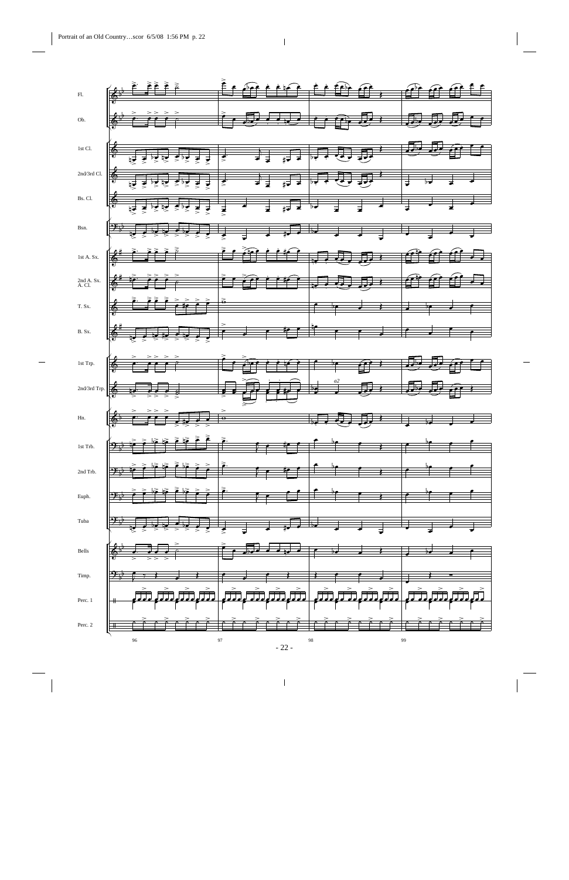Fl.

Ob.

1st Cl.

2nd/3rd Cl.

Bs. Cl.

Bsn.

1st A. Sx.

2nd A. Sx.
A. Cl.

T. Sx.

B. Sx.

1st Trp.

2nd/3rd Trp.

*a2*

Hn.

1st Trb.

2nd Trb.

Euph.

Tuba

Bells

Timp.

Perc. 1

Perc. 2

96 97 98 99